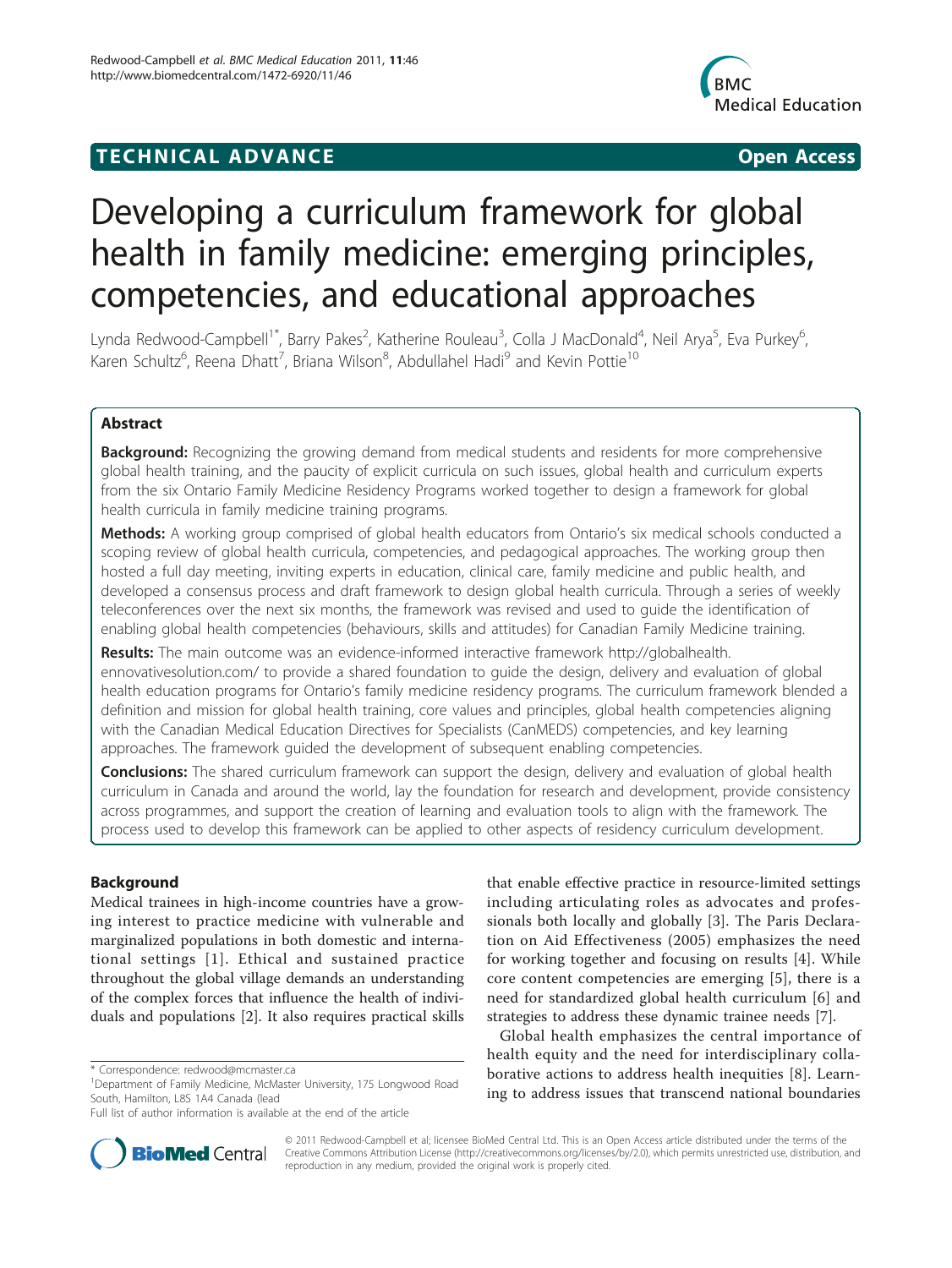**TECHNICAL ADVANCE** **Open Access**

# Developing a curriculum framework for global health in family medicine: emerging principles, competencies, and educational approaches

Lynda Redwood-Campbell[1*], Barry Pakes[2], Katherine Rouleau[3], Colla J MacDonald[4], Neil Arya[5], Eva Purkey[6], Karen Schultz[6], Reena Dhatt[7], Briana Wilson[8], Abdullahel Hadi[9] and Kevin Pottie[10]

## Abstract

**Background:** Recognizing the growing demand from medical students and residents for more comprehensive global health training, and the paucity of explicit curricula on such issues, global health and curriculum experts from the six Ontario Family Medicine Residency Programs worked together to design a framework for global health curricula in family medicine training programs.

**Methods:** A working group comprised of global health educators from Ontario's six medical schools conducted a scoping review of global health curricula, competencies, and pedagogical approaches. The working group then hosted a full day meeting, inviting experts in education, clinical care, family medicine and public health, and developed a consensus process and draft framework to design global health curricula. Through a series of weekly teleconferences over the next six months, the framework was revised and used to guide the identification of enabling global health competencies (behaviours, skills and attitudes) for Canadian Family Medicine training.

**Results:** The main outcome was an evidence-informed interactive framework http://globalhealth.ennovativesolution.com/ to provide a shared foundation to guide the design, delivery and evaluation of global health education programs for Ontario's family medicine residency programs. The curriculum framework blended a definition and mission for global health training, core values and principles, global health competencies aligning with the Canadian Medical Education Directives for Specialists (CanMEDS) competencies, and key learning approaches. The framework guided the development of subsequent enabling competencies.

**Conclusions:** The shared curriculum framework can support the design, delivery and evaluation of global health curriculum in Canada and around the world, lay the foundation for research and development, provide consistency across programmes, and support the creation of learning and evaluation tools to align with the framework. The process used to develop this framework can be applied to other aspects of residency curriculum development.

## Background

Medical trainees in high-income countries have a growing interest to practice medicine with vulnerable and marginalized populations in both domestic and international settings [1]. Ethical and sustained practice throughout the global village demands an understanding of the complex forces that influence the health of individuals and populations [2]. It also requires practical skills that enable effective practice in resource-limited settings including articulating roles as advocates and professionals both locally and globally [3]. The Paris Declaration on Aid Effectiveness (2005) emphasizes the need for working together and focusing on results [4]. While core content competencies are emerging [5], there is a need for standardized global health curriculum [6] and strategies to address these dynamic trainee needs [7].

Global health emphasizes the central importance of health equity and the need for interdisciplinary collaborative actions to address health inequities [8]. Learning to address issues that transcend national boundaries

\* Correspondence: redwood@mcmaster.ca

[1]Department of Family Medicine, McMaster University, 175 Longwood Road South, Hamilton, L8S 1A4 Canada (lead

Full list of author information is available at the end of the article

© 2011 Redwood-Campbell et al; licensee BioMed Central Ltd. This is an Open Access article distributed under the terms of the Creative Commons Attribution License (http://creativecommons.org/licenses/by/2.0), which permits unrestricted use, distribution, and reproduction in any medium, provided the original work is properly cited.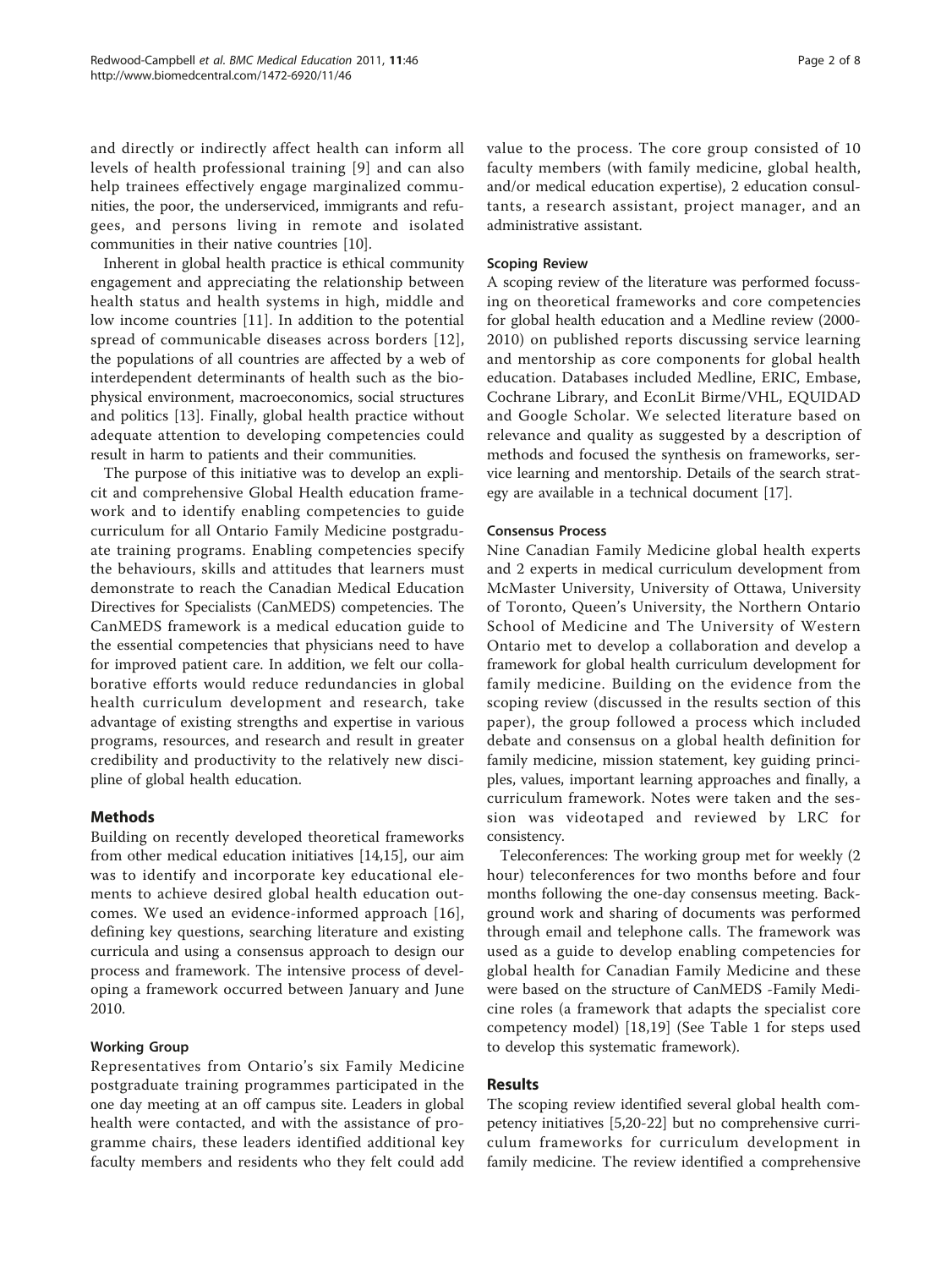and directly or indirectly affect health can inform all levels of health professional training [9] and can also help trainees effectively engage marginalized communities, the poor, the underserviced, immigrants and refugees, and persons living in remote and isolated communities in their native countries [10].

Inherent in global health practice is ethical community engagement and appreciating the relationship between health status and health systems in high, middle and low income countries [11]. In addition to the potential spread of communicable diseases across borders [12], the populations of all countries are affected by a web of interdependent determinants of health such as the biophysical environment, macroeconomics, social structures and politics [13]. Finally, global health practice without adequate attention to developing competencies could result in harm to patients and their communities.

The purpose of this initiative was to develop an explicit and comprehensive Global Health education framework and to identify enabling competencies to guide curriculum for all Ontario Family Medicine postgraduate training programs. Enabling competencies specify the behaviours, skills and attitudes that learners must demonstrate to reach the Canadian Medical Education Directives for Specialists (CanMEDS) competencies. The CanMEDS framework is a medical education guide to the essential competencies that physicians need to have for improved patient care. In addition, we felt our collaborative efforts would reduce redundancies in global health curriculum development and research, take advantage of existing strengths and expertise in various programs, resources, and research and result in greater credibility and productivity to the relatively new discipline of global health education.

## Methods

Building on recently developed theoretical frameworks from other medical education initiatives [14,15], our aim was to identify and incorporate key educational elements to achieve desired global health education outcomes. We used an evidence-informed approach [16], defining key questions, searching literature and existing curricula and using a consensus approach to design our process and framework. The intensive process of developing a framework occurred between January and June 2010.

### Working Group

Representatives from Ontario's six Family Medicine postgraduate training programmes participated in the one day meeting at an off campus site. Leaders in global health were contacted, and with the assistance of programme chairs, these leaders identified additional key faculty members and residents who they felt could add value to the process. The core group consisted of 10 faculty members (with family medicine, global health, and/or medical education expertise), 2 education consultants, a research assistant, project manager, and an administrative assistant.

### Scoping Review

A scoping review of the literature was performed focussing on theoretical frameworks and core competencies for global health education and a Medline review (2000-2010) on published reports discussing service learning and mentorship as core components for global health education. Databases included Medline, ERIC, Embase, Cochrane Library, and EconLit Birme/VHL, EQUIDAD and Google Scholar. We selected literature based on relevance and quality as suggested by a description of methods and focused the synthesis on frameworks, service learning and mentorship. Details of the search strategy are available in a technical document [17].

### Consensus Process

Nine Canadian Family Medicine global health experts and 2 experts in medical curriculum development from McMaster University, University of Ottawa, University of Toronto, Queen's University, the Northern Ontario School of Medicine and The University of Western Ontario met to develop a collaboration and develop a framework for global health curriculum development for family medicine. Building on the evidence from the scoping review (discussed in the results section of this paper), the group followed a process which included debate and consensus on a global health definition for family medicine, mission statement, key guiding principles, values, important learning approaches and finally, a curriculum framework. Notes were taken and the session was videotaped and reviewed by LRC for consistency.

Teleconferences: The working group met for weekly (2 hour) teleconferences for two months before and four months following the one-day consensus meeting. Background work and sharing of documents was performed through email and telephone calls. The framework was used as a guide to develop enabling competencies for global health for Canadian Family Medicine and these were based on the structure of CanMEDS -Family Medicine roles (a framework that adapts the specialist core competency model) [18,19] (See Table 1 for steps used to develop this systematic framework).

## Results

The scoping review identified several global health competency initiatives [5,20-22] but no comprehensive curriculum frameworks for curriculum development in family medicine. The review identified a comprehensive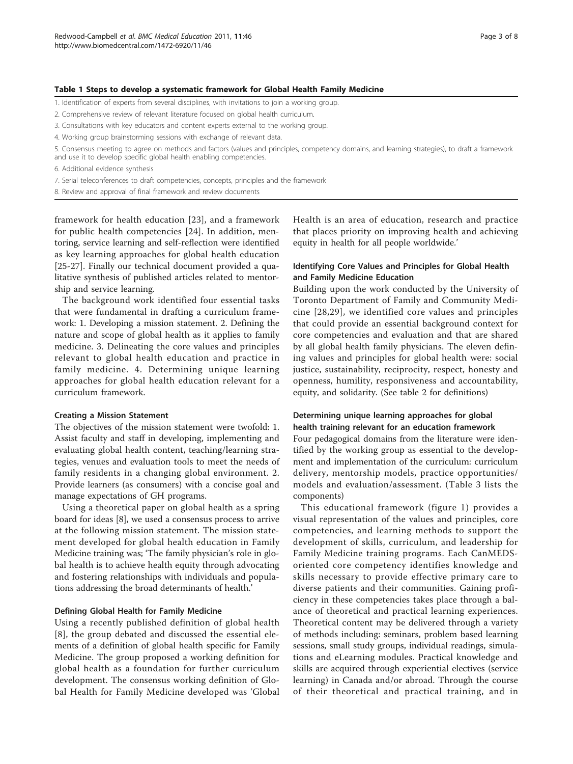**Table 1 Steps to develop a systematic framework for Global Health Family Medicine**

| Steps |
|---|
| 1. Identification of experts from several disciplines, with invitations to join a working group. |
| 2. Comprehensive review of relevant literature focused on global health curriculum. |
| 3. Consultations with key educators and content experts external to the working group. |
| 4. Working group brainstorming sessions with exchange of relevant data. |
| 5. Consensus meeting to agree on methods and factors (values and principles, competency domains, and learning strategies), to draft a framework and use it to develop specific global health enabling competencies. |
| 6. Additional evidence synthesis |
| 7. Serial teleconferences to draft competencies, concepts, principles and the framework |
| 8. Review and approval of final framework and review documents |

framework for health education [23], and a framework for public health competencies [24]. In addition, mentoring, service learning and self-reflection were identified as key learning approaches for global health education [25-27]. Finally our technical document provided a qualitative synthesis of published articles related to mentorship and service learning.

The background work identified four essential tasks that were fundamental in drafting a curriculum framework: 1. Developing a mission statement. 2. Defining the nature and scope of global health as it applies to family medicine. 3. Delineating the core values and principles relevant to global health education and practice in family medicine. 4. Determining unique learning approaches for global health education relevant for a curriculum framework.

#### Creating a Mission Statement

The objectives of the mission statement were twofold: 1. Assist faculty and staff in developing, implementing and evaluating global health content, teaching/learning strategies, venues and evaluation tools to meet the needs of family residents in a changing global environment. 2. Provide learners (as consumers) with a concise goal and manage expectations of GH programs.

Using a theoretical paper on global health as a spring board for ideas [8], we used a consensus process to arrive at the following mission statement. The mission statement developed for global health education in Family Medicine training was; 'The family physician's role in global health is to achieve health equity through advocating and fostering relationships with individuals and populations addressing the broad determinants of health.'

#### Defining Global Health for Family Medicine

Using a recently published definition of global health [8], the group debated and discussed the essential elements of a definition of global health specific for Family Medicine. The group proposed a working definition for global health as a foundation for further curriculum development. The consensus working definition of Global Health for Family Medicine developed was 'Global Health is an area of education, research and practice that places priority on improving health and achieving equity in health for all people worldwide.'

### Identifying Core Values and Principles for Global Health and Family Medicine Education

Building upon the work conducted by the University of Toronto Department of Family and Community Medicine [28,29], we identified core values and principles that could provide an essential background context for core competencies and evaluation and that are shared by all global health family physicians. The eleven defining values and principles for global health were: social justice, sustainability, reciprocity, respect, honesty and openness, humility, responsiveness and accountability, equity, and solidarity. (See table 2 for definitions)

#### Determining unique learning approaches for global health training relevant for an education framework

Four pedagogical domains from the literature were identified by the working group as essential to the development and implementation of the curriculum: curriculum delivery, mentorship models, practice opportunities/models and evaluation/assessment. (Table 3 lists the components)

This educational framework (figure 1) provides a visual representation of the values and principles, core competencies, and learning methods to support the development of skills, curriculum, and leadership for Family Medicine training programs. Each CanMEDS-oriented core competency identifies knowledge and skills necessary to provide effective primary care to diverse patients and their communities. Gaining proficiency in these competencies takes place through a balance of theoretical and practical learning experiences. Theoretical content may be delivered through a variety of methods including: seminars, problem based learning sessions, small study groups, individual readings, simulations and eLearning modules. Practical knowledge and skills are acquired through experiential electives (service learning) in Canada and/or abroad. Through the course of their theoretical and practical training, and in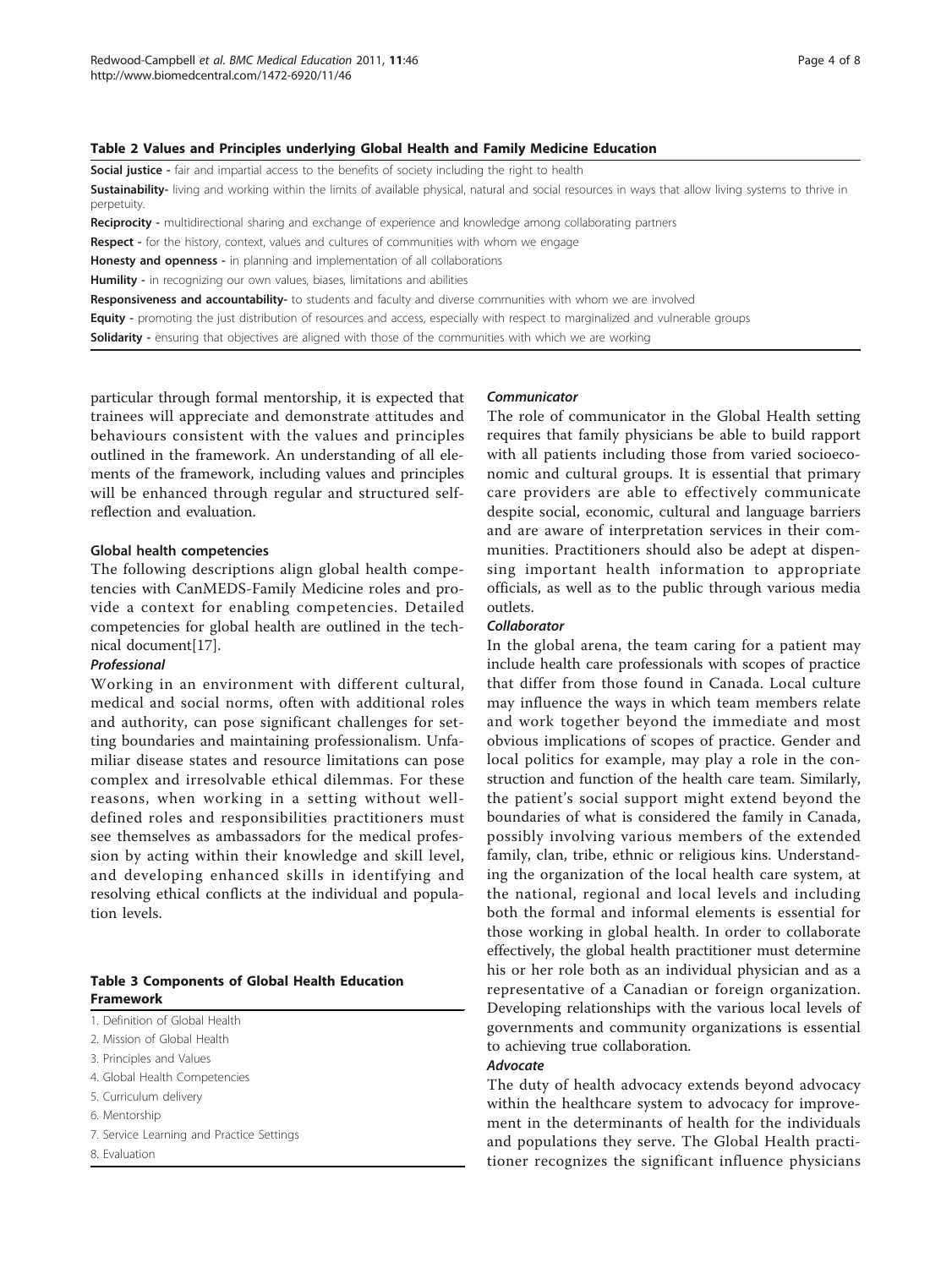**Table 2 Values and Principles underlying Global Health and Family Medicine Education**

| |
|---|
| **Social justice -** fair and impartial access to the benefits of society including the right to health |
| **Sustainability-** living and working within the limits of available physical, natural and social resources in ways that allow living systems to thrive in perpetuity. |
| **Reciprocity -** multidirectional sharing and exchange of experience and knowledge among collaborating partners |
| **Respect -** for the history, context, values and cultures of communities with whom we engage |
| **Honesty and openness -** in planning and implementation of all collaborations |
| **Humility -** in recognizing our own values, biases, limitations and abilities |
| **Responsiveness and accountability-** to students and faculty and diverse communities with whom we are involved |
| **Equity -** promoting the just distribution of resources and access, especially with respect to marginalized and vulnerable groups |
| **Solidarity -** ensuring that objectives are aligned with those of the communities with which we are working |

particular through formal mentorship, it is expected that trainees will appreciate and demonstrate attitudes and behaviours consistent with the values and principles outlined in the framework. An understanding of all elements of the framework, including values and principles will be enhanced through regular and structured self-reflection and evaluation.

### Global health competencies

The following descriptions align global health competencies with CanMEDS-Family Medicine roles and provide a context for enabling competencies. Detailed competencies for global health are outlined in the technical document[17].

#### *Professional*

Working in an environment with different cultural, medical and social norms, often with additional roles and authority, can pose significant challenges for setting boundaries and maintaining professionalism. Unfamiliar disease states and resource limitations can pose complex and irresolvable ethical dilemmas. For these reasons, when working in a setting without well-defined roles and responsibilities practitioners must see themselves as ambassadors for the medical profession by acting within their knowledge and skill level, and developing enhanced skills in identifying and resolving ethical conflicts at the individual and population levels.

**Table 3 Components of Global Health Education Framework**

| |
|---|
| 1. Definition of Global Health |
| 2. Mission of Global Health |
| 3. Principles and Values |
| 4. Global Health Competencies |
| 5. Curriculum delivery |
| 6. Mentorship |
| 7. Service Learning and Practice Settings |
| 8. Evaluation |

#### *Communicator*

The role of communicator in the Global Health setting requires that family physicians be able to build rapport with all patients including those from varied socioeconomic and cultural groups. It is essential that primary care providers are able to effectively communicate despite social, economic, cultural and language barriers and are aware of interpretation services in their communities. Practitioners should also be adept at dispensing important health information to appropriate officials, as well as to the public through various media outlets.

#### *Collaborator*

In the global arena, the team caring for a patient may include health care professionals with scopes of practice that differ from those found in Canada. Local culture may influence the ways in which team members relate and work together beyond the immediate and most obvious implications of scopes of practice. Gender and local politics for example, may play a role in the construction and function of the health care team. Similarly, the patient's social support might extend beyond the boundaries of what is considered the family in Canada, possibly involving various members of the extended family, clan, tribe, ethnic or religious kins. Understanding the organization of the local health care system, at the national, regional and local levels and including both the formal and informal elements is essential for those working in global health. In order to collaborate effectively, the global health practitioner must determine his or her role both as an individual physician and as a representative of a Canadian or foreign organization. Developing relationships with the various local levels of governments and community organizations is essential to achieving true collaboration.

#### *Advocate*

The duty of health advocacy extends beyond advocacy within the healthcare system to advocacy for improvement in the determinants of health for the individuals and populations they serve. The Global Health practitioner recognizes the significant influence physicians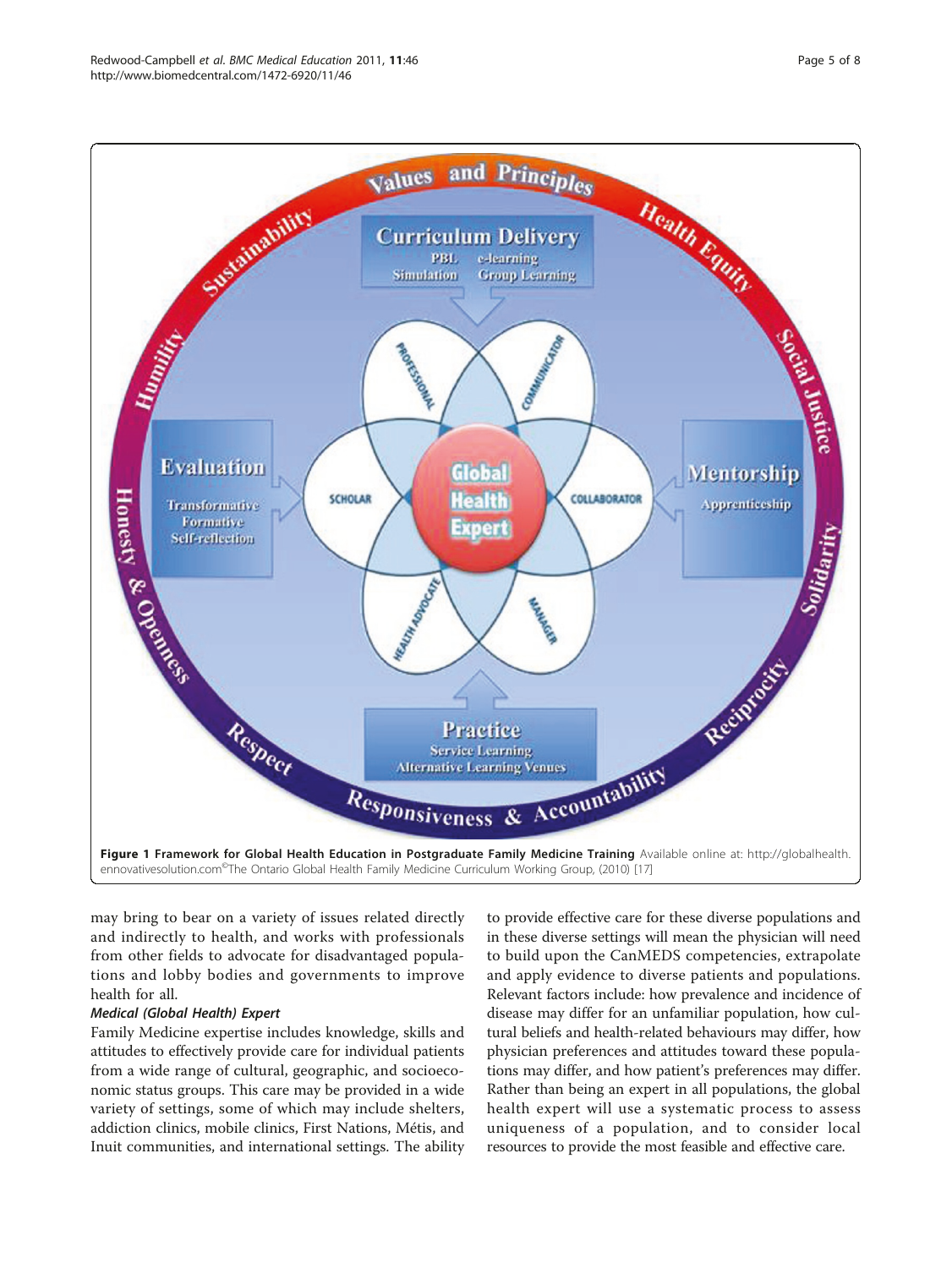Figure 1 **Framework for Global Health Education in Postgraduate Family Medicine Training** Available online at: http://globalhealth.ennovativesolution.com©The Ontario Global Health Family Medicine Curriculum Working Group, (2010) [17]

may bring to bear on a variety of issues related directly and indirectly to health, and works with professionals from other fields to advocate for disadvantaged populations and lobby bodies and governments to improve health for all.

***Medical (Global Health) Expert***

Family Medicine expertise includes knowledge, skills and attitudes to effectively provide care for individual patients from a wide range of cultural, geographic, and socioeconomic status groups. This care may be provided in a wide variety of settings, some of which may include shelters, addiction clinics, mobile clinics, First Nations, Métis, and Inuit communities, and international settings. The ability to provide effective care for these diverse populations and in these diverse settings will mean the physician will need to build upon the CanMEDS competencies, extrapolate and apply evidence to diverse patients and populations. Relevant factors include: how prevalence and incidence of disease may differ for an unfamiliar population, how cultural beliefs and health-related behaviours may differ, how physician preferences and attitudes toward these populations may differ, and how patient's preferences may differ. Rather than being an expert in all populations, the global health expert will use a systematic process to assess uniqueness of a population, and to consider local resources to provide the most feasible and effective care.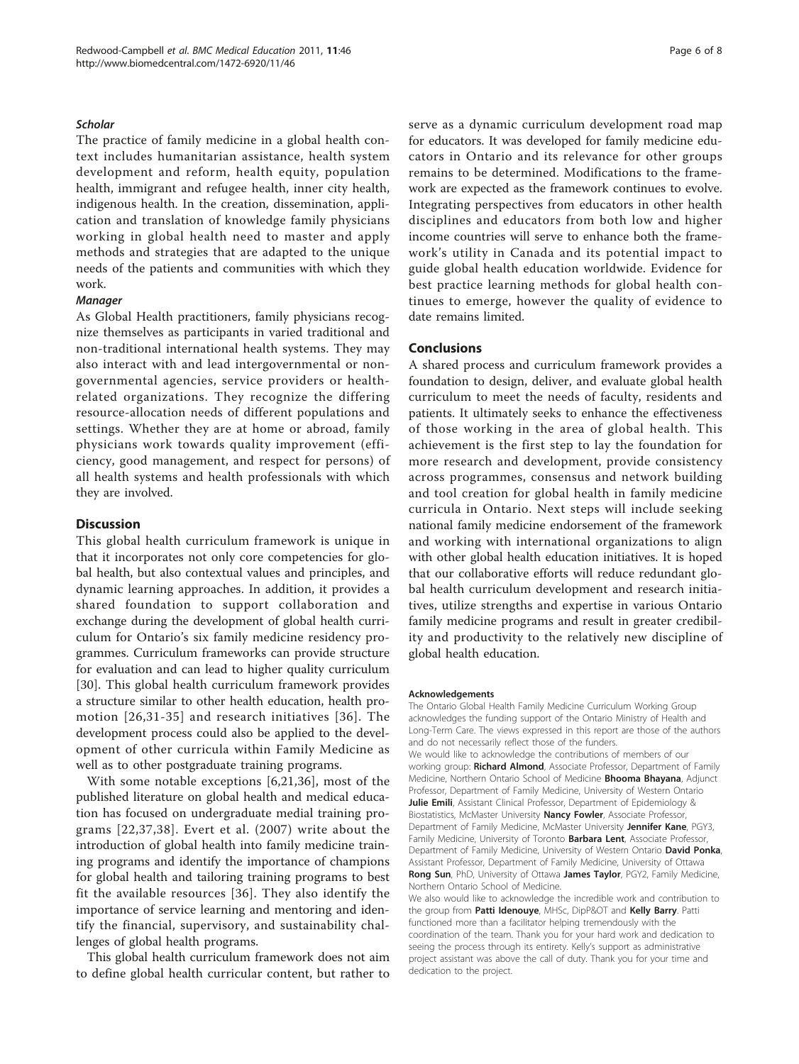#### *Scholar*

The practice of family medicine in a global health context includes humanitarian assistance, health system development and reform, health equity, population health, immigrant and refugee health, inner city health, indigenous health. In the creation, dissemination, application and translation of knowledge family physicians working in global health need to master and apply methods and strategies that are adapted to the unique needs of the patients and communities with which they work.

#### *Manager*

As Global Health practitioners, family physicians recognize themselves as participants in varied traditional and non-traditional international health systems. They may also interact with and lead intergovernmental or non-governmental agencies, service providers or health-related organizations. They recognize the differing resource-allocation needs of different populations and settings. Whether they are at home or abroad, family physicians work towards quality improvement (efficiency, good management, and respect for persons) of all health systems and health professionals with which they are involved.

## Discussion

This global health curriculum framework is unique in that it incorporates not only core competencies for global health, but also contextual values and principles, and dynamic learning approaches. In addition, it provides a shared foundation to support collaboration and exchange during the development of global health curriculum for Ontario's six family medicine residency programmes. Curriculum frameworks can provide structure for evaluation and can lead to higher quality curriculum [30]. This global health curriculum framework provides a structure similar to other health education, health promotion [26,31-35] and research initiatives [36]. The development process could also be applied to the development of other curricula within Family Medicine as well as to other postgraduate training programs.

With some notable exceptions [6,21,36], most of the published literature on global health and medical education has focused on undergraduate medial training programs [22,37,38]. Evert et al. (2007) write about the introduction of global health into family medicine training programs and identify the importance of champions for global health and tailoring training programs to best fit the available resources [36]. They also identify the importance of service learning and mentoring and identify the financial, supervisory, and sustainability challenges of global health programs.

This global health curriculum framework does not aim to define global health curricular content, but rather to serve as a dynamic curriculum development road map for educators. It was developed for family medicine educators in Ontario and its relevance for other groups remains to be determined. Modifications to the framework are expected as the framework continues to evolve. Integrating perspectives from educators in other health disciplines and educators from both low and higher income countries will serve to enhance both the framework's utility in Canada and its potential impact to guide global health education worldwide. Evidence for best practice learning methods for global health continues to emerge, however the quality of evidence to date remains limited.

## Conclusions

A shared process and curriculum framework provides a foundation to design, deliver, and evaluate global health curriculum to meet the needs of faculty, residents and patients. It ultimately seeks to enhance the effectiveness of those working in the area of global health. This achievement is the first step to lay the foundation for more research and development, provide consistency across programmes, consensus and network building and tool creation for global health in family medicine curricula in Ontario. Next steps will include seeking national family medicine endorsement of the framework and working with international organizations to align with other global health education initiatives. It is hoped that our collaborative efforts will reduce redundant global health curriculum development and research initiatives, utilize strengths and expertise in various Ontario family medicine programs and result in greater credibility and productivity to the relatively new discipline of global health education.

#### Acknowledgements

The Ontario Global Health Family Medicine Curriculum Working Group acknowledges the funding support of the Ontario Ministry of Health and Long-Term Care. The views expressed in this report are those of the authors and do not necessarily reflect those of the funders.

We would like to acknowledge the contributions of members of our working group: **Richard Almond**, Associate Professor, Department of Family Medicine, Northern Ontario School of Medicine **Bhooma Bhayana**, Adjunct Professor, Department of Family Medicine, University of Western Ontario **Julie Emili**, Assistant Clinical Professor, Department of Epidemiology & Biostatistics, McMaster University **Nancy Fowler**, Associate Professor, Department of Family Medicine, McMaster University **Jennifer Kane**, PGY3, Family Medicine, University of Toronto **Barbara Lent**, Associate Professor, Department of Family Medicine, University of Western Ontario **David Ponka**, Assistant Professor, Department of Family Medicine, University of Ottawa **Rong Sun**, PhD, University of Ottawa **James Taylor**, PGY2, Family Medicine, Northern Ontario School of Medicine.

We also would like to acknowledge the incredible work and contribution to the group from **Patti Idenouye**, MHSc, DipP&OT and **Kelly Barry**. Patti functioned more than a facilitator helping tremendously with the coordination of the team. Thank you for your hard work and dedication to seeing the process through its entirety. Kelly's support as administrative project assistant was above the call of duty. Thank you for your time and dedication to the project.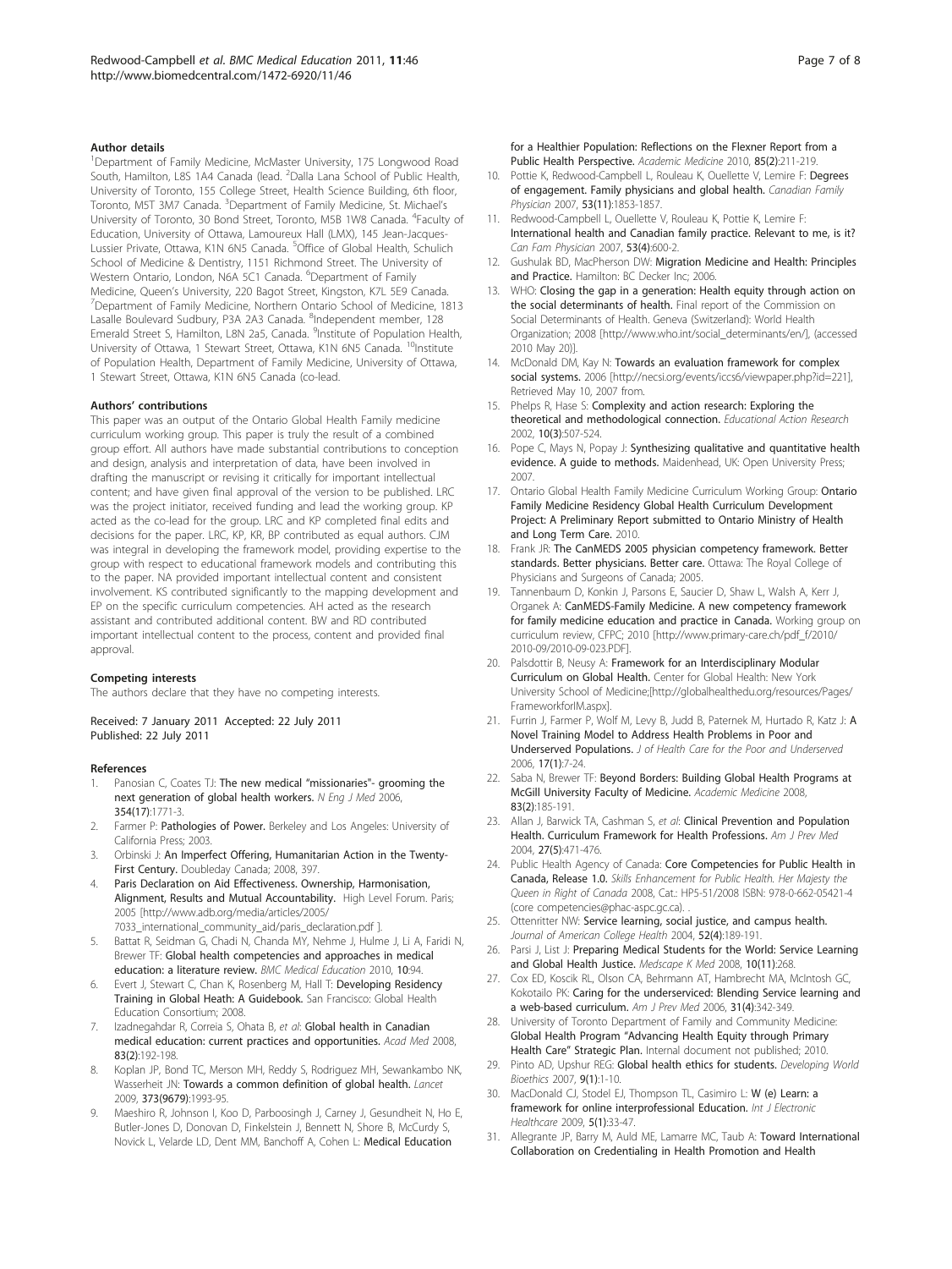#### Author details

[1]Department of Family Medicine, McMaster University, 175 Longwood Road South, Hamilton, L8S 1A4 Canada (lead. [2]Dalla Lana School of Public Health, University of Toronto, 155 College Street, Health Science Building, 6th floor, Toronto, M5T 3M7 Canada. [3]Department of Family Medicine, St. Michael's University of Toronto, 30 Bond Street, Toronto, M5B 1W8 Canada. [4]Faculty of Education, University of Ottawa, Lamoureux Hall (LMX), 145 Jean-Jacques-Lussier Private, Ottawa, K1N 6N5 Canada. [5]Office of Global Health, Schulich School of Medicine & Dentistry, 1151 Richmond Street. The University of Western Ontario, London, N6A 5C1 Canada. [6]Department of Family Medicine, Queen's University, 220 Bagot Street, Kingston, K7L 5E9 Canada. [7]Department of Family Medicine, Northern Ontario School of Medicine, 1813 Lasalle Boulevard Sudbury, P3A 2A3 Canada. [8]Independent member, 128 Emerald Street S, Hamilton, L8N 2a5, Canada. [9]Institute of Population Health, University of Ottawa, 1 Stewart Street, Ottawa, K1N 6N5 Canada. [10]Institute of Population Health, Department of Family Medicine, University of Ottawa, 1 Stewart Street, Ottawa, K1N 6N5 Canada (co-lead.

#### Authors' contributions

This paper was an output of the Ontario Global Health Family medicine curriculum working group. This paper is truly the result of a combined group effort. All authors have made substantial contributions to conception and design, analysis and interpretation of data, have been involved in drafting the manuscript or revising it critically for important intellectual content; and have given final approval of the version to be published. LRC was the project initiator, received funding and lead the working group. KP acted as the co-lead for the group. LRC and KP completed final edits and decisions for the paper. LRC, KP, KR, BP contributed as equal authors. CJM was integral in developing the framework model, providing expertise to the group with respect to educational framework models and contributing this to the paper. NA provided important intellectual content and consistent involvement. KS contributed significantly to the mapping development and EP on the specific curriculum competencies. AH acted as the research assistant and contributed additional content. BW and RD contributed important intellectual content to the process, content and provided final approval.

#### Competing interests

The authors declare that they have no competing interests.

Received: 7 January 2011 Accepted: 22 July 2011
Published: 22 July 2011

#### References

1. Panosian C, Coates TJ: **The new medical "missionaries"- grooming the next generation of global health workers.** *N Eng J Med* 2006, **354(17)**:1771-3.
2. Farmer P: **Pathologies of Power.** Berkeley and Los Angeles: University of California Press; 2003.
3. Orbinski J: **An Imperfect Offering, Humanitarian Action in the Twenty-First Century.** Doubleday Canada; 2008, 397.
4. **Paris Declaration on Aid Effectiveness. Ownership, Harmonisation, Alignment, Results and Mutual Accountability.** High Level Forum. Paris; 2005 [http://www.adb.org/media/articles/2005/7033_international_community_aid/paris_declaration.pdf ].
5. Battat R, Seidman G, Chadi N, Chanda MY, Nehme J, Hulme J, Li A, Faridi N, Brewer TF: **Global health competencies and approaches in medical education: a literature review.** *BMC Medical Education* 2010, **10**:94.
6. Evert J, Stewart C, Chan K, Rosenberg M, Hall T: **Developing Residency Training in Global Heath: A Guidebook.** San Francisco: Global Health Education Consortium; 2008.
7. Izadnegahdar R, Correia S, Ohata B, *et al*: **Global health in Canadian medical education: current practices and opportunities.** *Acad Med* 2008, **83(2)**:192-198.
8. Koplan JP, Bond TC, Merson MH, Reddy S, Rodriguez MH, Sewankambo NK, Wasserheit JN: **Towards a common definition of global health.** *Lancet* 2009, **373(9679)**:1993-95.
9. Maeshiro R, Johnson I, Koo D, Parboosingh J, Carney J, Gesundheit N, Ho E, Butler-Jones D, Donovan D, Finkelstein J, Bennett N, Shore B, McCurdy S, Novick L, Velarde LD, Dent MM, Banchoff A, Cohen L: **Medical Education for a Healthier Population: Reflections on the Flexner Report from a Public Health Perspective.** *Academic Medicine* 2010, **85(2)**:211-219.
10. Pottie K, Redwood-Campbell L, Rouleau K, Ouellette V, Lemire F: **Degrees of engagement. Family physicians and global health.** *Canadian Family Physician* 2007, **53(11)**:1853-1857.
11. Redwood-Campbell L, Ouellette V, Rouleau K, Pottie K, Lemire F: **International health and Canadian family practice. Relevant to me, is it?** *Can Fam Physician* 2007, **53(4)**:600-2.
12. Gushulak BD, MacPherson DW: **Migration Medicine and Health: Principles and Practice.** Hamilton: BC Decker Inc; 2006.
13. WHO: **Closing the gap in a generation: Health equity through action on the social determinants of health.** Final report of the Commission on Social Determinants of Health. Geneva (Switzerland): World Health Organization; 2008 [http://www.who.int/social_determinants/en/], (accessed 2010 May 20)].
14. McDonald DM, Kay N: **Towards an evaluation framework for complex social systems.** 2006 [http://necsi.org/events/iccs6/viewpaper.php?id=221], Retrieved May 10, 2007 from.
15. Phelps R, Hase S: **Complexity and action research: Exploring the theoretical and methodological connection.** *Educational Action Research* 2002, **10(3)**:507-524.
16. Pope C, Mays N, Popay J: **Synthesizing qualitative and quantitative health evidence. A guide to methods.** Maidenhead, UK: Open University Press; 2007.
17. Ontario Global Health Family Medicine Curriculum Working Group: **Ontario Family Medicine Residency Global Health Curriculum Development Project: A Preliminary Report submitted to Ontario Ministry of Health and Long Term Care.** 2010.
18. Frank JR: **The CanMEDS 2005 physician competency framework. Better standards. Better physicians. Better care.** Ottawa: The Royal College of Physicians and Surgeons of Canada; 2005.
19. Tannenbaum D, Konkin J, Parsons E, Saucier D, Shaw L, Walsh A, Kerr J, Organek A: **CanMEDS-Family Medicine. A new competency framework for family medicine education and practice in Canada.** Working group on curriculum review, CFPC; 2010 [http://www.primary-care.ch/pdf_f/2010/2010-09/2010-09-023.PDF].
20. Palsdottir B, Neusy A: **Framework for an Interdisciplinary Modular Curriculum on Global Health.** Center for Global Health: New York University School of Medicine;[http://globalhealthedu.org/resources/Pages/FrameworkforIM.aspx].
21. Furrin J, Farmer P, Wolf M, Levy B, Judd B, Paternek M, Hurtado R, Katz J: **A Novel Training Model to Address Health Problems in Poor and Underserved Populations.** *J of Health Care for the Poor and Underserved* 2006, **17(1)**:7-24.
22. Saba N, Brewer TF: **Beyond Borders: Building Global Health Programs at McGill University Faculty of Medicine.** *Academic Medicine* 2008, **83(2)**:185-191.
23. Allan J, Barwick TA, Cashman S, *et al*: **Clinical Prevention and Population Health. Curriculum Framework for Health Professions.** *Am J Prev Med* 2004, **27(5)**:471-476.
24. Public Health Agency of Canada: **Core Competencies for Public Health in Canada, Release 1.0.** *Skills Enhancement for Public Health. Her Majesty the Queen in Right of Canada* 2008, Cat.: HP5-51/2008 ISBN: 978-0-662-05421-4 (core competencies@phac-aspc.gc.ca). .
25. Ottenritter NW: **Service learning, social justice, and campus health.** *Journal of American College Health* 2004, **52(4)**:189-191.
26. Parsi J, List J: **Preparing Medical Students for the World: Service Learning and Global Health Justice.** *Medscape K Med* 2008, **10(11)**:268.
27. Cox ED, Koscik RL, Olson CA, Behrmann AT, Hambrecht MA, McIntosh GC, Kokotailo PK: **Caring for the underserviced: Blending Service learning and a web-based curriculum.** *Am J Prev Med* 2006, **31(4)**:342-349.
28. University of Toronto Department of Family and Community Medicine: **Global Health Program "Advancing Health Equity through Primary Health Care" Strategic Plan.** Internal document not published; 2010.
29. Pinto AD, Upshur REG: **Global health ethics for students.** *Developing World Bioethics* 2007, **9(1)**:1-10.
30. MacDonald CJ, Stodel EJ, Thompson TL, Casimiro L: **W (e) Learn: a framework for online interprofessional Education.** *Int J Electronic Healthcare* 2009, **5(1)**:33-47.
31. Allegrante JP, Barry M, Auld ME, Lamarre MC, Taub A: **Toward International Collaboration on Credentialing in Health Promotion and Health**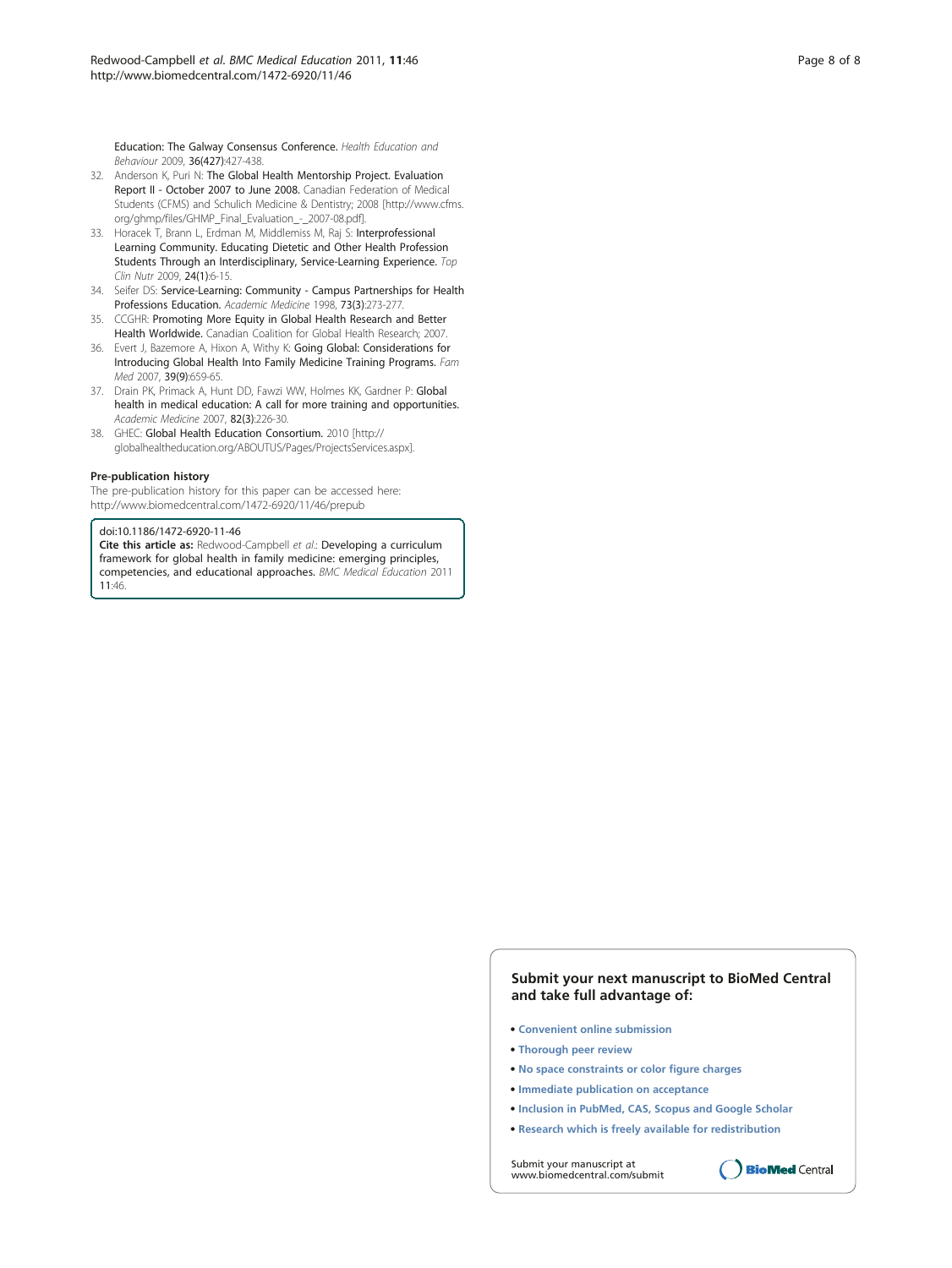Education: The Galway Consensus Conference. *Health Education and Behaviour* 2009, **36(427)**:427-438.

32. Anderson K, Puri N: **The Global Health Mentorship Project. Evaluation Report II - October 2007 to June 2008.** Canadian Federation of Medical Students (CFMS) and Schulich Medicine & Dentistry; 2008 [http://www.cfms.org/ghmp/files/GHMP_Final_Evaluation_-_2007-08.pdf].
33. Horacek T, Brann L, Erdman M, Middlemiss M, Raj S: **Interprofessional Learning Community. Educating Dietetic and Other Health Profession Students Through an Interdisciplinary, Service-Learning Experience.** *Top Clin Nutr* 2009, **24(1)**:6-15.
34. Seifer DS: **Service-Learning: Community - Campus Partnerships for Health Professions Education.** *Academic Medicine* 1998, **73(3)**:273-277.
35. CCGHR: **Promoting More Equity in Global Health Research and Better Health Worldwide.** Canadian Coalition for Global Health Research; 2007.
36. Evert J, Bazemore A, Hixon A, Withy K: **Going Global: Considerations for Introducing Global Health Into Family Medicine Training Programs.** *Fam Med* 2007, **39(9)**:659-65.
37. Drain PK, Primack A, Hunt DD, Fawzi WW, Holmes KK, Gardner P: **Global health in medical education: A call for more training and opportunities.** *Academic Medicine* 2007, **82(3)**:226-30.
38. GHEC: **Global Health Education Consortium.** 2010 [http://globalhealtheducation.org/ABOUTUS/Pages/ProjectsServices.aspx].

**Pre-publication history**

The pre-publication history for this paper can be accessed here: http://www.biomedcentral.com/1472-6920/11/46/prepub

doi:10.1186/1472-6920-11-46

**Cite this article as:** Redwood-Campbell *et al.*: Developing a curriculum framework for global health in family medicine: emerging principles, competencies, and educational approaches. *BMC Medical Education* 2011 **11**:46.

**Submit your next manuscript to BioMed Central and take full advantage of:**

- **Convenient online submission**
- **Thorough peer review**
- **No space constraints or color figure charges**
- **Immediate publication on acceptance**
- **Inclusion in PubMed, CAS, Scopus and Google Scholar**
- **Research which is freely available for redistribution**

Submit your manuscript at www.biomedcentral.com/submit

BioMed Central